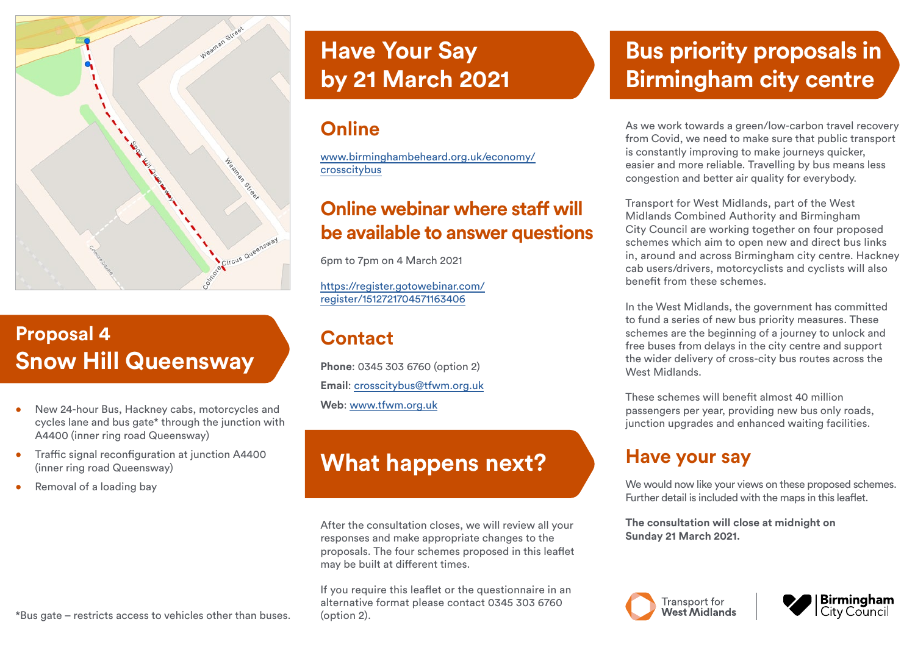## Proposal 4
## Snow Hill Queensway

- New 24-hour Bus, Hackney cabs, motorcycles and cycles lane and bus gate* through the junction with A4400 (inner ring road Queensway)
- Traffic signal reconfiguration at junction A4400 (inner ring road Queensway)
- Removal of a loading bay

*Bus gate – restricts access to vehicles other than buses.

# Have Your Say by 21 March 2021

## Online

[www.birminghambeheard.org.uk/economy/crosscitybus](www.birminghambeheard.org.uk/economy/crosscitybus)

## Online webinar where staff will be available to answer questions

6pm to 7pm on 4 March 2021

[https://register.gotowebinar.com/register/1512721704571163406](https://register.gotowebinar.com/register/1512721704571163406)

## Contact

**Phone**: 0345 303 6760 (option 2)

**Email**: crosscitybus@tfwm.org.uk

**Web**: www.tfwm.org.uk

# What happens next?

After the consultation closes, we will review all your responses and make appropriate changes to the proposals. The four schemes proposed in this leaflet may be built at different times.

If you require this leaflet or the questionnaire in an alternative format please contact 0345 303 6760 (option 2).

# Bus priority proposals in Birmingham city centre

As we work towards a green/low-carbon travel recovery from Covid, we need to make sure that public transport is constantly improving to make journeys quicker, easier and more reliable. Travelling by bus means less congestion and better air quality for everybody.

Transport for West Midlands, part of the West Midlands Combined Authority and Birmingham City Council are working together on four proposed schemes which aim to open new and direct bus links in, around and across Birmingham city centre. Hackney cab users/drivers, motorcyclists and cyclists will also benefit from these schemes.

In the West Midlands, the government has committed to fund a series of new bus priority measures. These schemes are the beginning of a journey to unlock and free buses from delays in the city centre and support the wider delivery of cross-city bus routes across the West Midlands.

These schemes will benefit almost 40 million passengers per year, providing new bus only roads, junction upgrades and enhanced waiting facilities.

## Have your say

We would now like your views on these proposed schemes. Further detail is included with the maps in this leaflet.

**The consultation will close at midnight on Sunday 21 March 2021.**

Transport for West Midlands | Birmingham City Council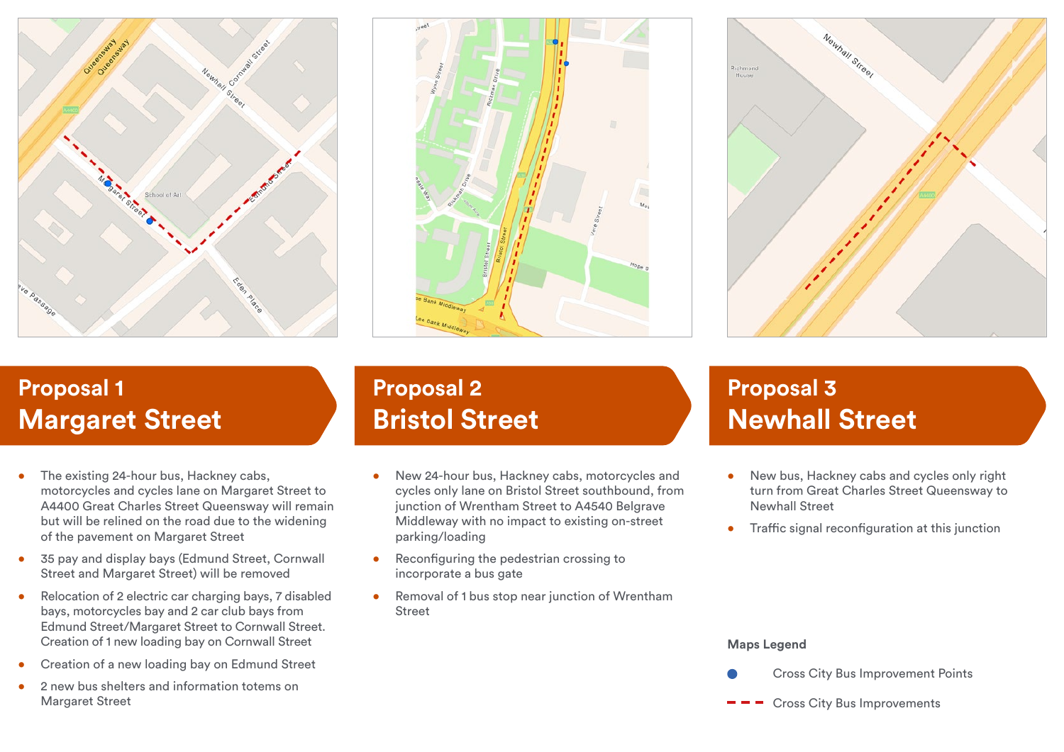## Proposal 1
## Margaret Street

- The existing 24-hour bus, Hackney cabs, motorcycles and cycles lane on Margaret Street to A4400 Great Charles Street Queensway will remain but will be relined on the road due to the widening of the pavement on Margaret Street
- 35 pay and display bays (Edmund Street, Cornwall Street and Margaret Street) will be removed
- Relocation of 2 electric car charging bays, 7 disabled bays, motorcycles bay and 2 car club bays from Edmund Street/Margaret Street to Cornwall Street. Creation of 1 new loading bay on Cornwall Street
- Creation of a new loading bay on Edmund Street
- 2 new bus shelters and information totems on Margaret Street

## Proposal 2
## Bristol Street

- New 24-hour bus, Hackney cabs, motorcycles and cycles only lane on Bristol Street southbound, from junction of Wrentham Street to A4540 Belgrave Middleway with no impact to existing on-street parking/loading
- Reconfiguring the pedestrian crossing to incorporate a bus gate
- Removal of 1 bus stop near junction of Wrentham Street

## Proposal 3
## Newhall Street

- New bus, Hackney cabs and cycles only right turn from Great Charles Street Queensway to Newhall Street
- Traffic signal reconfiguration at this junction

**Maps Legend**

- Cross City Bus Improvement Points
- Cross City Bus Improvements